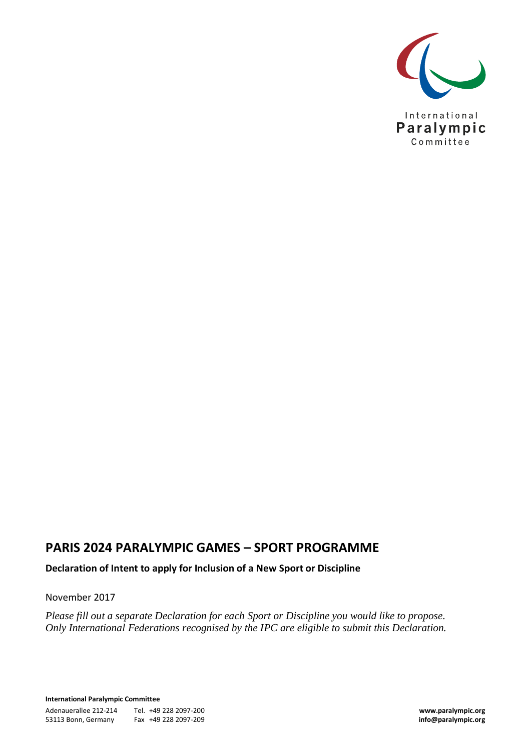International Paralympic Committee

# PARIS 2024 PARALYMPIC GAMES – SPORT PROGRAMME

**Declaration of Intent to apply for Inclusion of a New Sport or Discipline**

November 2017

*Please fill out a separate Declaration for each Sport or Discipline you would like to propose. Only International Federations recognised by the IPC are eligible to submit this Declaration.*

**International Paralympic Committee**

Adenauerallee 212-214
53113 Bonn, Germany

Tel. +49 228 2097-200
Fax +49 228 2097-209

**www.paralympic.org**
**info@paralympic.org**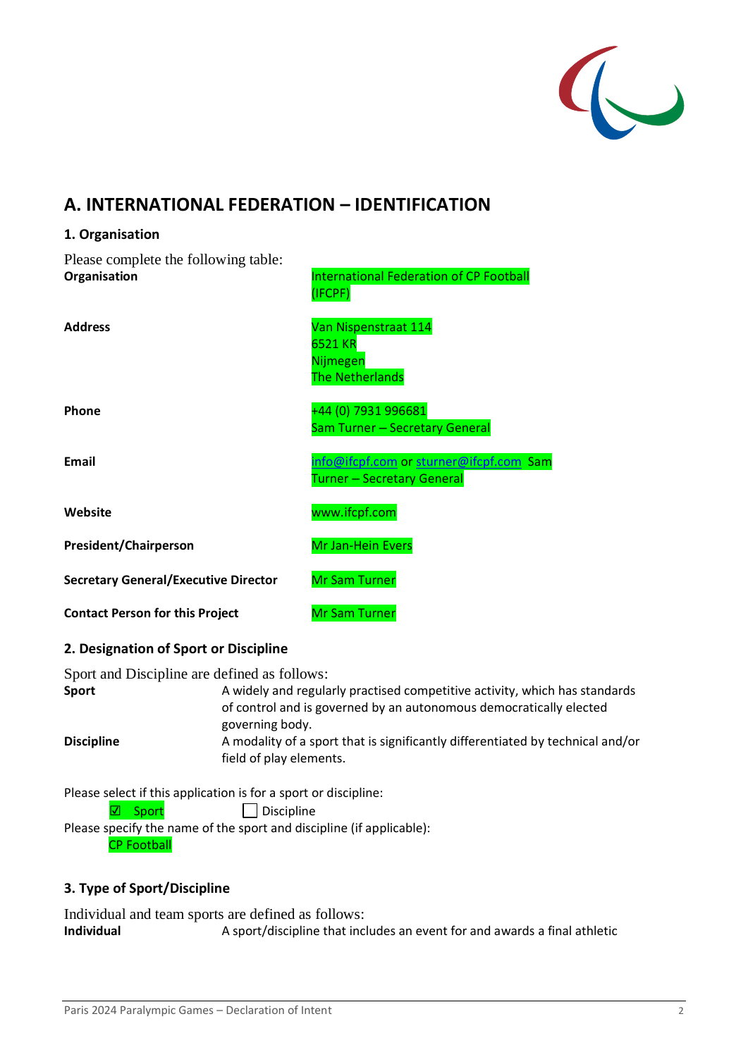## A. INTERNATIONAL FEDERATION – IDENTIFICATION

### 1. Organisation

Please complete the following table:

| | |
|---|---|
| **Organisation** | International Federation of CP Football (IFCPF) |
| **Address** | Van Nispenstraat 114<br>6521 KR<br>Nijmegen<br>The Netherlands |
| **Phone** | +44 (0) 7931 996681<br>Sam Turner – Secretary General |
| **Email** | info@ifcpf.com or sturner@ifcpf.com Sam Turner – Secretary General |
| **Website** | www.ifcpf.com |
| **President/Chairperson** | Mr Jan-Hein Evers |
| **Secretary General/Executive Director** | Mr Sam Turner |
| **Contact Person for this Project** | Mr Sam Turner |

### 2. Designation of Sport or Discipline

Sport and Discipline are defined as follows:

| | |
|---|---|
| **Sport** | A widely and regularly practised competitive activity, which has standards of control and is governed by an autonomous democratically elected governing body. |
| **Discipline** | A modality of a sport that is significantly differentiated by technical and/or field of play elements. |

Please select if this application is for a sport or discipline:

☑ Sport ☐ Discipline

Please specify the name of the sport and discipline (if applicable):

CP Football

### 3. Type of Sport/Discipline

Individual and team sports are defined as follows:

**Individual** A sport/discipline that includes an event for and awards a final athletic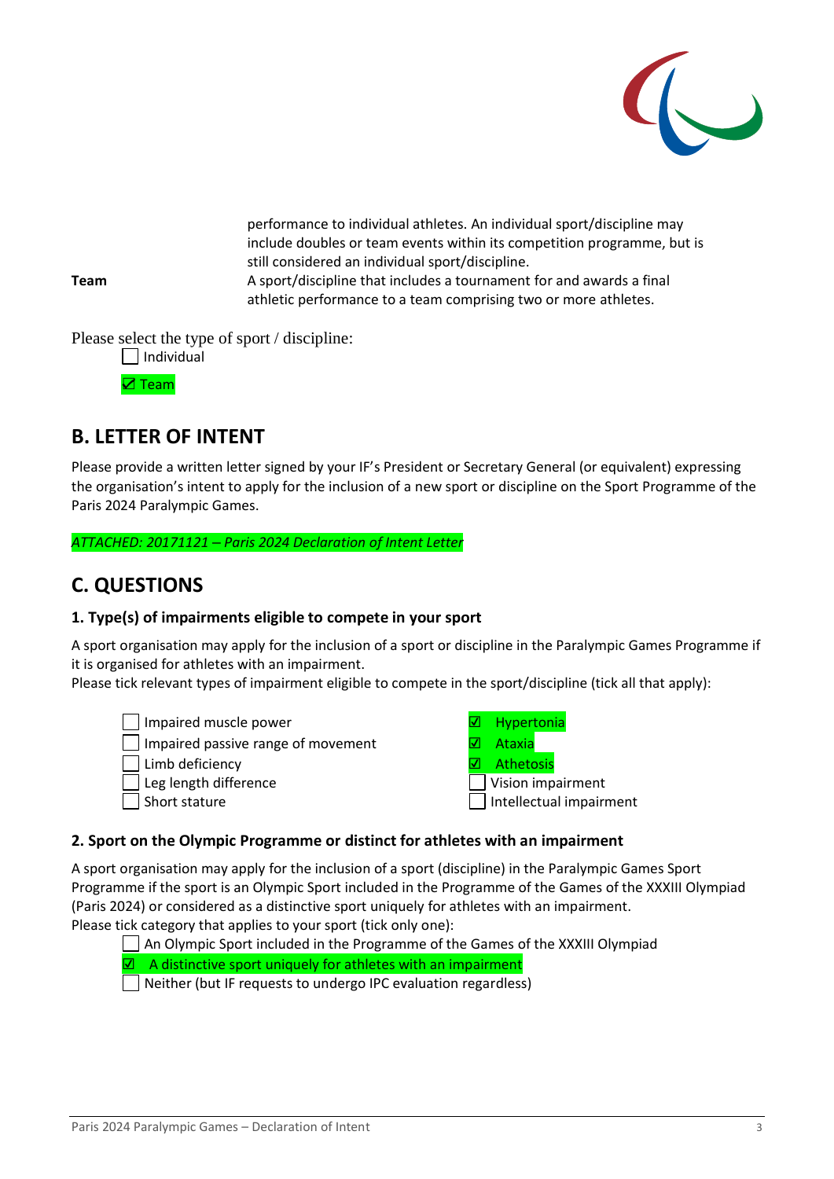performance to individual athletes. An individual sport/discipline may include doubles or team events within its competition programme, but is still considered an individual sport/discipline.

**Team** A sport/discipline that includes a tournament for and awards a final athletic performance to a team comprising two or more athletes.

Please select the type of sport / discipline:

☐ Individual

☑ Team

## B. LETTER OF INTENT

Please provide a written letter signed by your IF's President or Secretary General (or equivalent) expressing the organisation's intent to apply for the inclusion of a new sport or discipline on the Sport Programme of the Paris 2024 Paralympic Games.

*ATTACHED: 20171121 – Paris 2024 Declaration of Intent Letter*

## C. QUESTIONS

### 1. Type(s) of impairments eligible to compete in your sport

A sport organisation may apply for the inclusion of a sport or discipline in the Paralympic Games Programme if it is organised for athletes with an impairment.
Please tick relevant types of impairment eligible to compete in the sport/discipline (tick all that apply):

☐ Impaired muscle power
☐ Impaired passive range of movement
☐ Limb deficiency
☐ Leg length difference
☐ Short stature
☑ Hypertonia
☑ Ataxia
☑ Athetosis
☐ Vision impairment
☐ Intellectual impairment

### 2. Sport on the Olympic Programme or distinct for athletes with an impairment

A sport organisation may apply for the inclusion of a sport (discipline) in the Paralympic Games Sport Programme if the sport is an Olympic Sport included in the Programme of the Games of the XXXIII Olympiad (Paris 2024) or considered as a distinctive sport uniquely for athletes with an impairment.
Please tick category that applies to your sport (tick only one):

☐ An Olympic Sport included in the Programme of the Games of the XXXIII Olympiad
☑ A distinctive sport uniquely for athletes with an impairment
☐ Neither (but IF requests to undergo IPC evaluation regardless)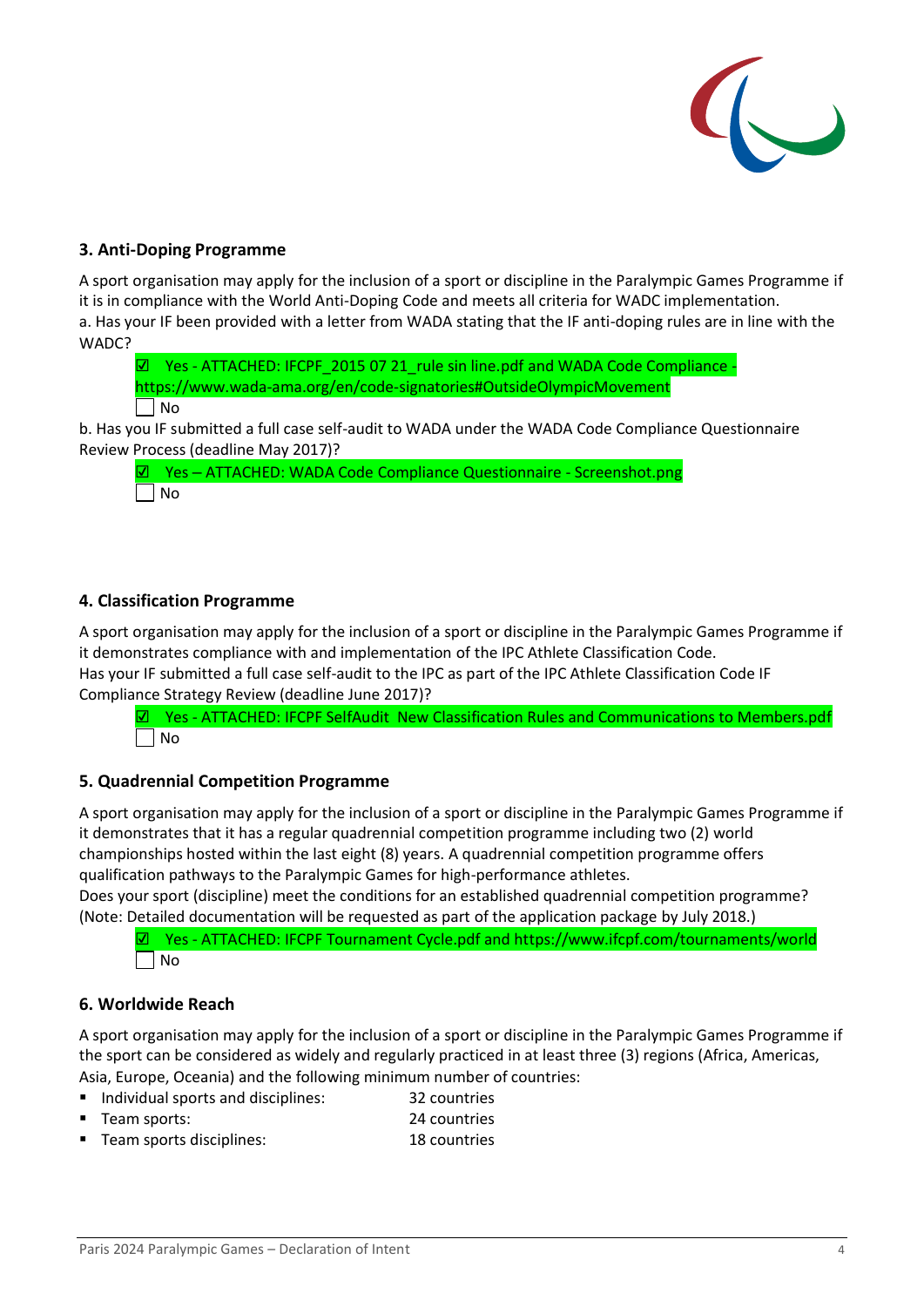### 3. Anti-Doping Programme

A sport organisation may apply for the inclusion of a sport or discipline in the Paralympic Games Programme if it is in compliance with the World Anti-Doping Code and meets all criteria for WADC implementation.

a. Has your IF been provided with a letter from WADA stating that the IF anti-doping rules are in line with the WADC?

- ☑ Yes - ATTACHED: IFCPF_2015 07 21_rule sin line.pdf and WADA Code Compliance - https://www.wada-ama.org/en/code-signatories#OutsideOlympicMovement
- ☐ No

b. Has you IF submitted a full case self-audit to WADA under the WADA Code Compliance Questionnaire Review Process (deadline May 2017)?

- ☑ Yes – ATTACHED: WADA Code Compliance Questionnaire - Screenshot.png
- ☐ No

### 4. Classification Programme

A sport organisation may apply for the inclusion of a sport or discipline in the Paralympic Games Programme if it demonstrates compliance with and implementation of the IPC Athlete Classification Code.

Has your IF submitted a full case self-audit to the IPC as part of the IPC Athlete Classification Code IF Compliance Strategy Review (deadline June 2017)?

- ☑ Yes - ATTACHED: IFCPF SelfAudit New Classification Rules and Communications to Members.pdf
- ☐ No

### 5. Quadrennial Competition Programme

A sport organisation may apply for the inclusion of a sport or discipline in the Paralympic Games Programme if it demonstrates that it has a regular quadrennial competition programme including two (2) world championships hosted within the last eight (8) years. A quadrennial competition programme offers qualification pathways to the Paralympic Games for high-performance athletes.

Does your sport (discipline) meet the conditions for an established quadrennial competition programme? (Note: Detailed documentation will be requested as part of the application package by July 2018.)

- ☑ Yes - ATTACHED: IFCPF Tournament Cycle.pdf and https://www.ifcpf.com/tournaments/world
- ☐ No

### 6. Worldwide Reach

A sport organisation may apply for the inclusion of a sport or discipline in the Paralympic Games Programme if the sport can be considered as widely and regularly practiced in at least three (3) regions (Africa, Americas, Asia, Europe, Oceania) and the following minimum number of countries:

- Individual sports and disciplines: 32 countries
- Team sports: 24 countries
- Team sports disciplines: 18 countries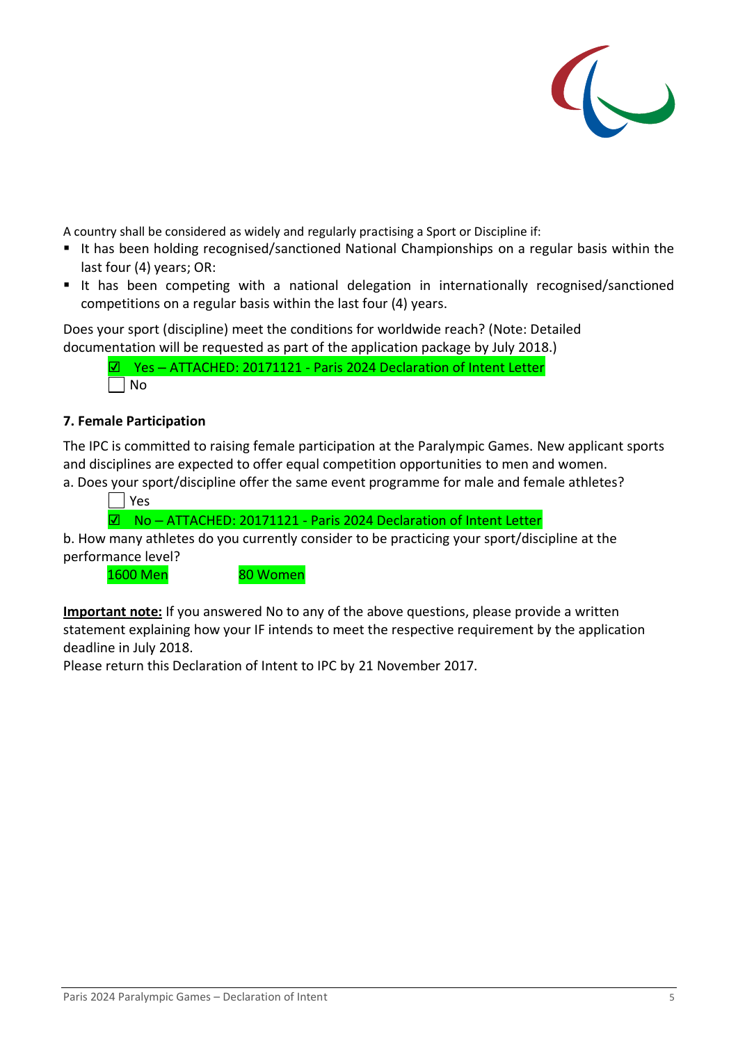A country shall be considered as widely and regularly practising a Sport or Discipline if:

- It has been holding recognised/sanctioned National Championships on a regular basis within the last four (4) years; OR:
- It has been competing with a national delegation in internationally recognised/sanctioned competitions on a regular basis within the last four (4) years.

Does your sport (discipline) meet the conditions for worldwide reach? (Note: Detailed documentation will be requested as part of the application package by July 2018.)

☑ Yes – ATTACHED: 20171121 - Paris 2024 Declaration of Intent Letter
☐ No

**7. Female Participation**

The IPC is committed to raising female participation at the Paralympic Games. New applicant sports and disciplines are expected to offer equal competition opportunities to men and women.

a. Does your sport/discipline offer the same event programme for male and female athletes?

☐ Yes
☑ No – ATTACHED: 20171121 - Paris 2024 Declaration of Intent Letter

b. How many athletes do you currently consider to be practicing your sport/discipline at the performance level?

1600 Men     80 Women

**<u>Important note:</u>** If you answered No to any of the above questions, please provide a written statement explaining how your IF intends to meet the respective requirement by the application deadline in July 2018.

Please return this Declaration of Intent to IPC by 21 November 2017.